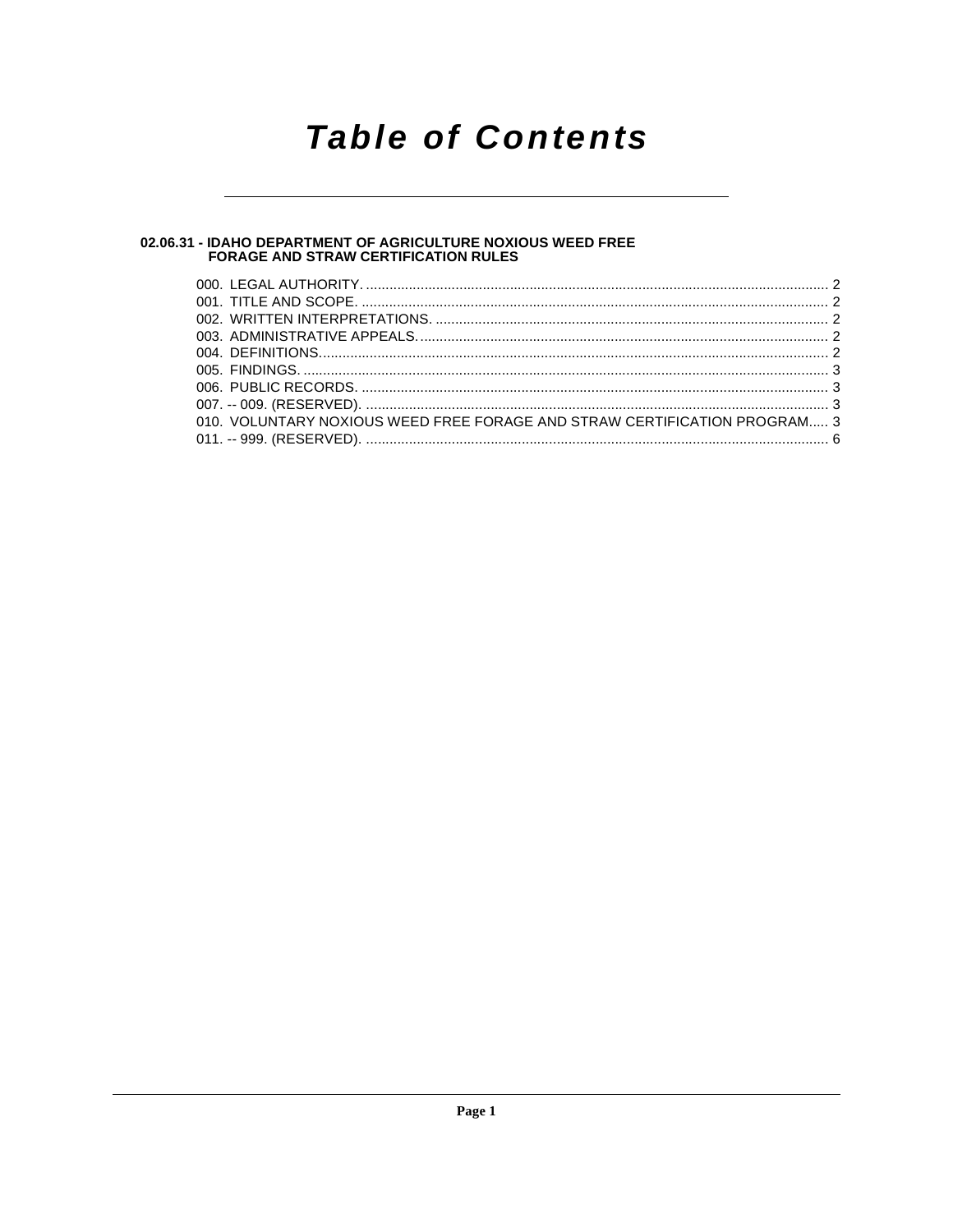# Table of Contents

## 02.06.31 - IDAHO DEPARTMENT OF AGRICULTURE NOXIOUS WEED FREE FORAGE AND STRAW CERTIFICATION RULES

000. LEGAL AUTHORITY. ...................................................................................................................... 2
001. TITLE AND SCOPE. ....................................................................................................................... 2
002. WRITTEN INTERPRETATIONS. .................................................................................................... 2
003. ADMINISTRATIVE APPEALS. ........................................................................................................ 2
004. DEFINITIONS. ................................................................................................................................. 2
005. FINDINGS. ...................................................................................................................................... 3
006. PUBLIC RECORDS. ....................................................................................................................... 3
007. -- 009. (RESERVED). ...................................................................................................................... 3
010. VOLUNTARY NOXIOUS WEED FREE FORAGE AND STRAW CERTIFICATION PROGRAM..... 3
011. -- 999. (RESERVED). ...................................................................................................................... 6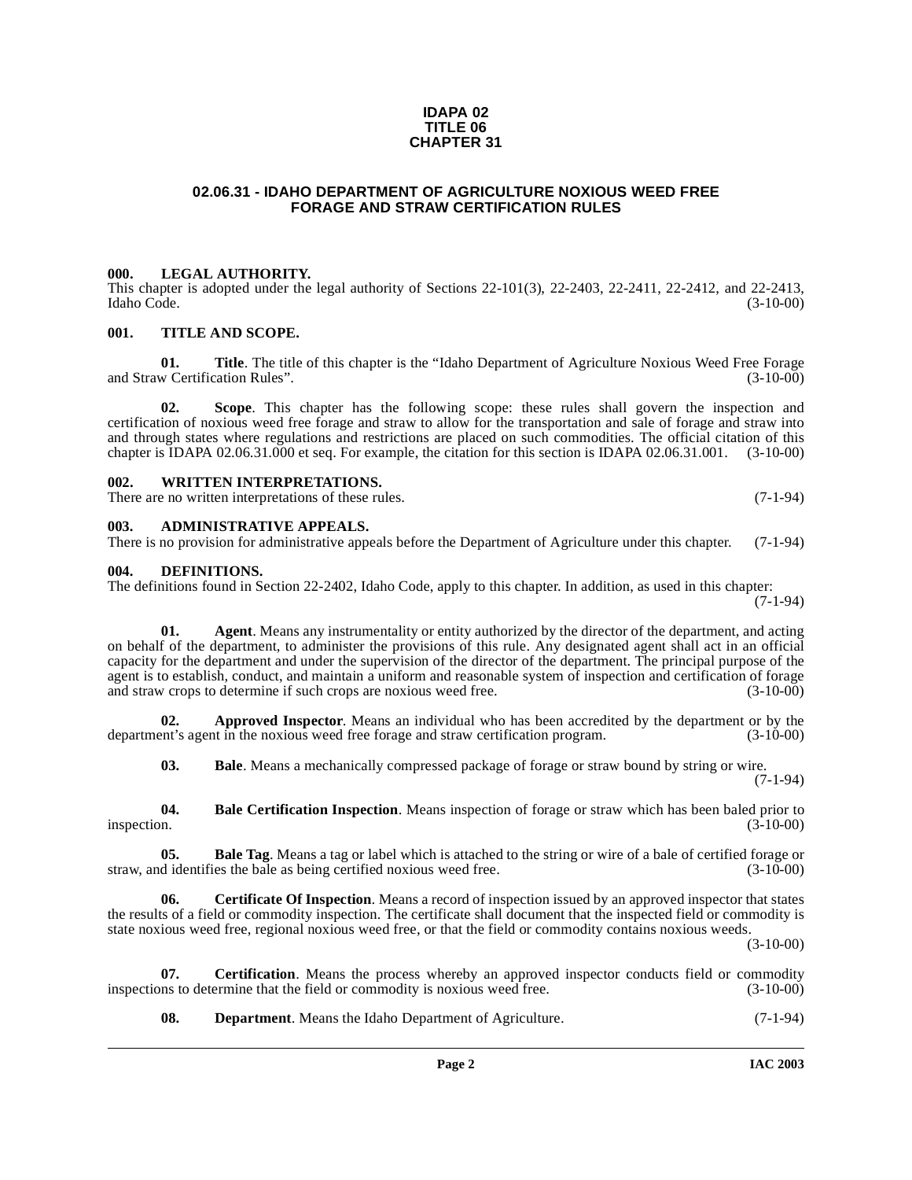**IDAPA 02**
**TITLE 06**
**CHAPTER 31**

# 02.06.31 - IDAHO DEPARTMENT OF AGRICULTURE NOXIOUS WEED FREE FORAGE AND STRAW CERTIFICATION RULES

## 000. LEGAL AUTHORITY.

This chapter is adopted under the legal authority of Sections 22-101(3), 22-2403, 22-2411, 22-2412, and 22-2413, Idaho Code. (3-10-00)

## 001. TITLE AND SCOPE.

**01. Title**. The title of this chapter is the "Idaho Department of Agriculture Noxious Weed Free Forage and Straw Certification Rules". (3-10-00)

**02. Scope**. This chapter has the following scope: these rules shall govern the inspection and certification of noxious weed free forage and straw to allow for the transportation and sale of forage and straw into and through states where regulations and restrictions are placed on such commodities. The official citation of this chapter is IDAPA 02.06.31.000 et seq. For example, the citation for this section is IDAPA 02.06.31.001. (3-10-00)

## 002. WRITTEN INTERPRETATIONS.

There are no written interpretations of these rules. (7-1-94)

## 003. ADMINISTRATIVE APPEALS.

There is no provision for administrative appeals before the Department of Agriculture under this chapter. (7-1-94)

## 004. DEFINITIONS.

The definitions found in Section 22-2402, Idaho Code, apply to this chapter. In addition, as used in this chapter: (7-1-94)

**01. Agent**. Means any instrumentality or entity authorized by the director of the department, and acting on behalf of the department, to administer the provisions of this rule. Any designated agent shall act in an official capacity for the department and under the supervision of the director of the department. The principal purpose of the agent is to establish, conduct, and maintain a uniform and reasonable system of inspection and certification of forage and straw crops to determine if such crops are noxious weed free. (3-10-00)

**02. Approved Inspector**. Means an individual who has been accredited by the department or by the department's agent in the noxious weed free forage and straw certification program. (3-10-00)

**03. Bale**. Means a mechanically compressed package of forage or straw bound by string or wire. (7-1-94)

**04. Bale Certification Inspection**. Means inspection of forage or straw which has been baled prior to inspection. (3-10-00)

**05. Bale Tag**. Means a tag or label which is attached to the string or wire of a bale of certified forage or straw, and identifies the bale as being certified noxious weed free. (3-10-00)

**06. Certificate Of Inspection**. Means a record of inspection issued by an approved inspector that states the results of a field or commodity inspection. The certificate shall document that the inspected field or commodity is state noxious weed free, regional noxious weed free, or that the field or commodity contains noxious weeds. (3-10-00)

**07. Certification**. Means the process whereby an approved inspector conducts field or commodity inspections to determine that the field or commodity is noxious weed free. (3-10-00)

**08. Department**. Means the Idaho Department of Agriculture. (7-1-94)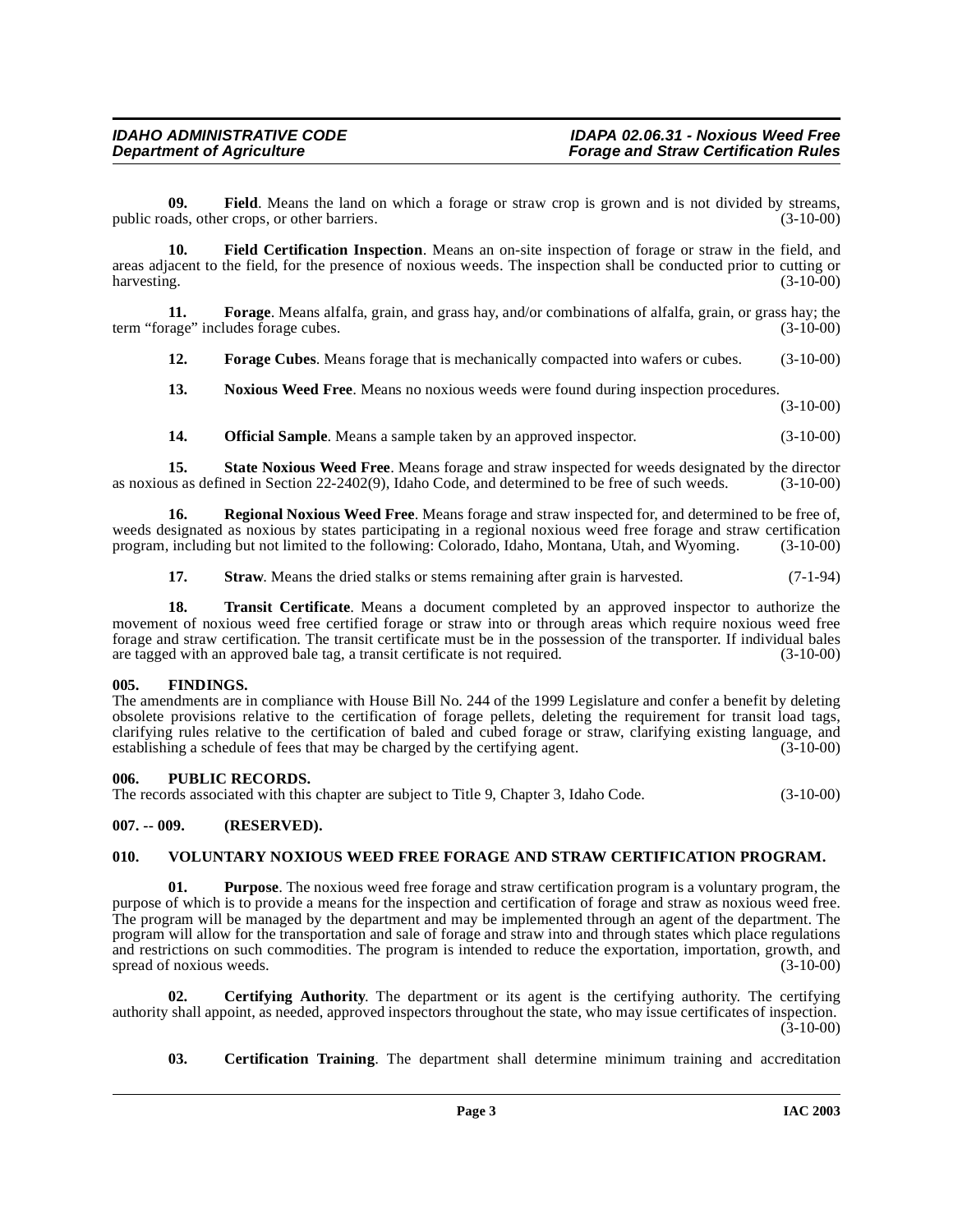**09. Field**. Means the land on which a forage or straw crop is grown and is not divided by streams, public roads, other crops, or other barriers. (3-10-00)

**10. Field Certification Inspection**. Means an on-site inspection of forage or straw in the field, and areas adjacent to the field, for the presence of noxious weeds. The inspection shall be conducted prior to cutting or harvesting. (3-10-00)

**11. Forage**. Means alfalfa, grain, and grass hay, and/or combinations of alfalfa, grain, or grass hay; the term "forage" includes forage cubes. (3-10-00)

**12. Forage Cubes**. Means forage that is mechanically compacted into wafers or cubes. (3-10-00)

**13. Noxious Weed Free**. Means no noxious weeds were found during inspection procedures. (3-10-00)

**14. Official Sample**. Means a sample taken by an approved inspector. (3-10-00)

**15. State Noxious Weed Free**. Means forage and straw inspected for weeds designated by the director as noxious as defined in Section 22-2402(9), Idaho Code, and determined to be free of such weeds. (3-10-00)

**16. Regional Noxious Weed Free**. Means forage and straw inspected for, and determined to be free of, weeds designated as noxious by states participating in a regional noxious weed free forage and straw certification program, including but not limited to the following: Colorado, Idaho, Montana, Utah, and Wyoming. (3-10-00)

**17. Straw**. Means the dried stalks or stems remaining after grain is harvested. (7-1-94)

**18. Transit Certificate**. Means a document completed by an approved inspector to authorize the movement of noxious weed free certified forage or straw into or through areas which require noxious weed free forage and straw certification. The transit certificate must be in the possession of the transporter. If individual bales are tagged with an approved bale tag, a transit certificate is not required. (3-10-00)

### 005. FINDINGS.

The amendments are in compliance with House Bill No. 244 of the 1999 Legislature and confer a benefit by deleting obsolete provisions relative to the certification of forage pellets, deleting the requirement for transit load tags, clarifying rules relative to the certification of baled and cubed forage or straw, clarifying existing language, and establishing a schedule of fees that may be charged by the certifying agent. (3-10-00)

### 006. PUBLIC RECORDS.

The records associated with this chapter are subject to Title 9, Chapter 3, Idaho Code. (3-10-00)

### 007. -- 009. (RESERVED).

### 010. VOLUNTARY NOXIOUS WEED FREE FORAGE AND STRAW CERTIFICATION PROGRAM.

**01. Purpose**. The noxious weed free forage and straw certification program is a voluntary program, the purpose of which is to provide a means for the inspection and certification of forage and straw as noxious weed free. The program will be managed by the department and may be implemented through an agent of the department. The program will allow for the transportation and sale of forage and straw into and through states which place regulations and restrictions on such commodities. The program is intended to reduce the exportation, importation, growth, and spread of noxious weeds. (3-10-00)

**02. Certifying Authority**. The department or its agent is the certifying authority. The certifying authority shall appoint, as needed, approved inspectors throughout the state, who may issue certificates of inspection. (3-10-00)

**03. Certification Training**. The department shall determine minimum training and accreditation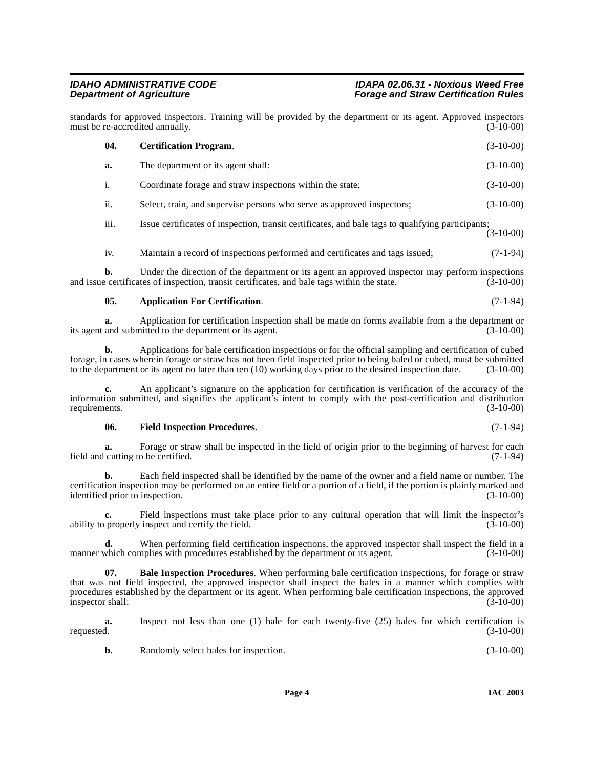standards for approved inspectors. Training will be provided by the department or its agent. Approved inspectors must be re-accredited annually. (3-10-00)

**04. Certification Program**. (3-10-00)

**a.** The department or its agent shall: (3-10-00)

i. Coordinate forage and straw inspections within the state; (3-10-00)

ii. Select, train, and supervise persons who serve as approved inspectors; (3-10-00)

iii. Issue certificates of inspection, transit certificates, and bale tags to qualifying participants; (3-10-00)

iv. Maintain a record of inspections performed and certificates and tags issued; (7-1-94)

**b.** Under the direction of the department or its agent an approved inspector may perform inspections and issue certificates of inspection, transit certificates, and bale tags within the state. (3-10-00)

**05. Application For Certification**. (7-1-94)

**a.** Application for certification inspection shall be made on forms available from a the department or its agent and submitted to the department or its agent. (3-10-00)

**b.** Applications for bale certification inspections or for the official sampling and certification of cubed forage, in cases wherein forage or straw has not been field inspected prior to being baled or cubed, must be submitted to the department or its agent no later than ten (10) working days prior to the desired inspection date. (3-10-00)

**c.** An applicant's signature on the application for certification is verification of the accuracy of the information submitted, and signifies the applicant's intent to comply with the post-certification and distribution requirements. (3-10-00)

**06. Field Inspection Procedures**. (7-1-94)

**a.** Forage or straw shall be inspected in the field of origin prior to the beginning of harvest for each field and cutting to be certified. (7-1-94)

**b.** Each field inspected shall be identified by the name of the owner and a field name or number. The certification inspection may be performed on an entire field or a portion of a field, if the portion is plainly marked and identified prior to inspection. (3-10-00)

**c.** Field inspections must take place prior to any cultural operation that will limit the inspector's ability to properly inspect and certify the field. (3-10-00)

**d.** When performing field certification inspections, the approved inspector shall inspect the field in a manner which complies with procedures established by the department or its agent. (3-10-00)

**07. Bale Inspection Procedures**. When performing bale certification inspections, for forage or straw that was not field inspected, the approved inspector shall inspect the bales in a manner which complies with procedures established by the department or its agent. When performing bale certification inspections, the approved inspector shall: (3-10-00)

**a.** Inspect not less than one (1) bale for each twenty-five (25) bales for which certification is requested. (3-10-00)

**b.** Randomly select bales for inspection. (3-10-00)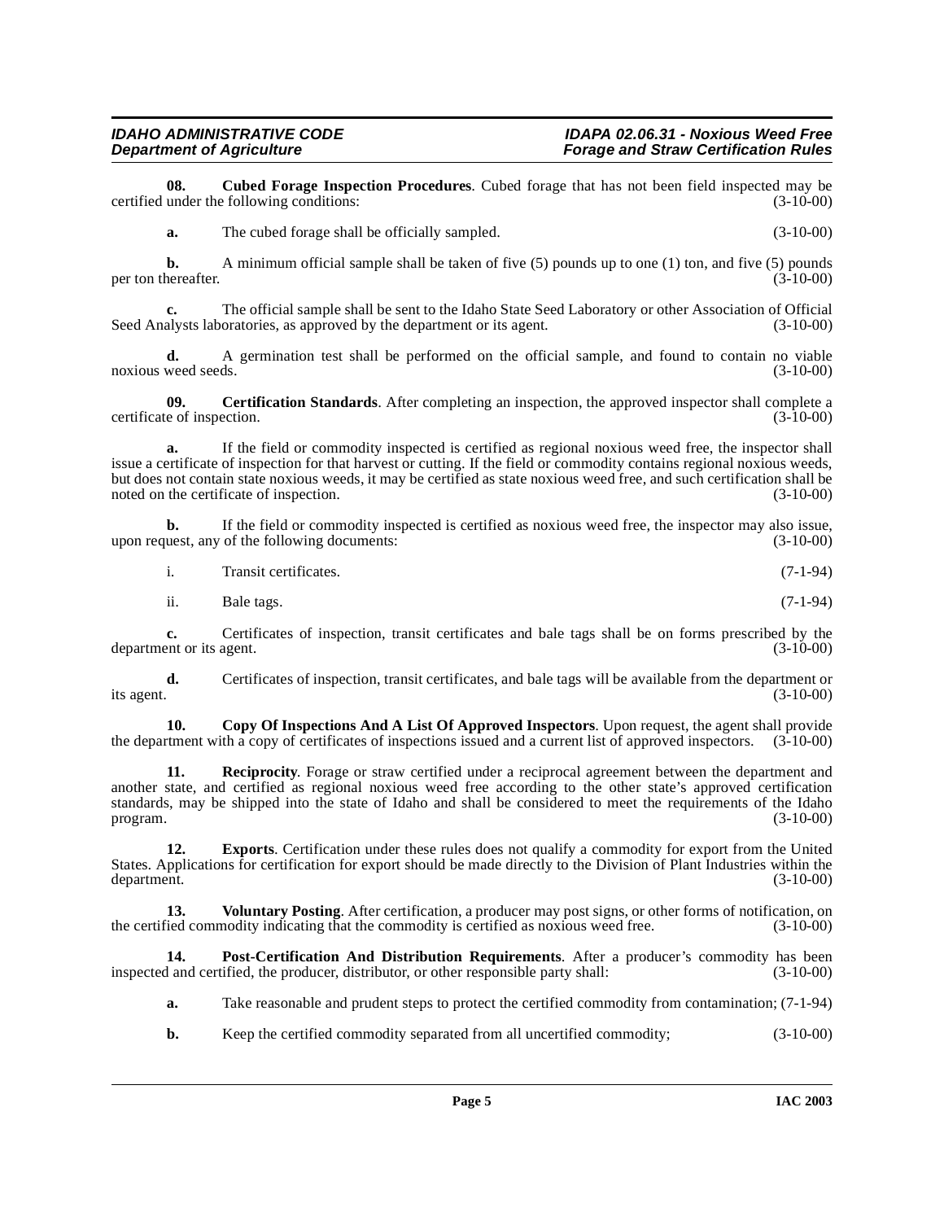**08. Cubed Forage Inspection Procedures**. Cubed forage that has not been field inspected may be certified under the following conditions: (3-10-00)

**a.** The cubed forage shall be officially sampled. (3-10-00)

**b.** A minimum official sample shall be taken of five (5) pounds up to one (1) ton, and five (5) pounds per ton thereafter. (3-10-00)

**c.** The official sample shall be sent to the Idaho State Seed Laboratory or other Association of Official Seed Analysts laboratories, as approved by the department or its agent. (3-10-00)

**d.** A germination test shall be performed on the official sample, and found to contain no viable noxious weed seeds. (3-10-00)

**09. Certification Standards**. After completing an inspection, the approved inspector shall complete a certificate of inspection. (3-10-00)

**a.** If the field or commodity inspected is certified as regional noxious weed free, the inspector shall issue a certificate of inspection for that harvest or cutting. If the field or commodity contains regional noxious weeds, but does not contain state noxious weeds, it may be certified as state noxious weed free, and such certification shall be noted on the certificate of inspection. (3-10-00)

**b.** If the field or commodity inspected is certified as noxious weed free, the inspector may also issue, upon request, any of the following documents: (3-10-00)

i. Transit certificates. (7-1-94)

ii. Bale tags. (7-1-94)

**c.** Certificates of inspection, transit certificates and bale tags shall be on forms prescribed by the department or its agent. (3-10-00)

**d.** Certificates of inspection, transit certificates, and bale tags will be available from the department or its agent. (3-10-00)

**10. Copy Of Inspections And A List Of Approved Inspectors**. Upon request, the agent shall provide the department with a copy of certificates of inspections issued and a current list of approved inspectors. (3-10-00)

**11. Reciprocity**. Forage or straw certified under a reciprocal agreement between the department and another state, and certified as regional noxious weed free according to the other state's approved certification standards, may be shipped into the state of Idaho and shall be considered to meet the requirements of the Idaho program. (3-10-00)

**12. Exports**. Certification under these rules does not qualify a commodity for export from the United States. Applications for certification for export should be made directly to the Division of Plant Industries within the department. (3-10-00)

**13. Voluntary Posting**. After certification, a producer may post signs, or other forms of notification, on the certified commodity indicating that the commodity is certified as noxious weed free. (3-10-00)

**14. Post-Certification And Distribution Requirements**. After a producer's commodity has been inspected and certified, the producer, distributor, or other responsible party shall: (3-10-00)

**a.** Take reasonable and prudent steps to protect the certified commodity from contamination; (7-1-94)

**b.** Keep the certified commodity separated from all uncertified commodity; (3-10-00)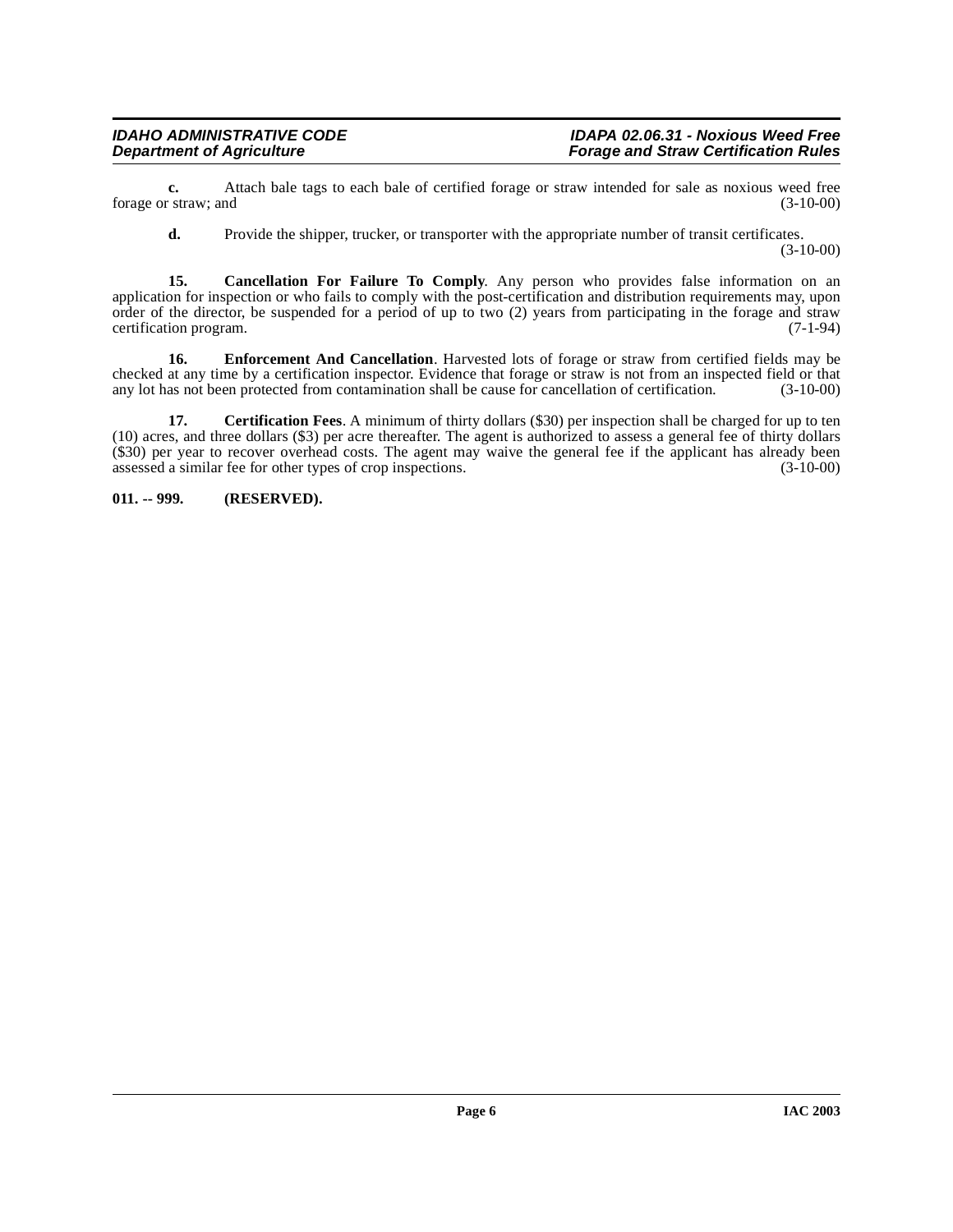**c.** Attach bale tags to each bale of certified forage or straw intended for sale as noxious weed free forage or straw; and (3-10-00)

**d.** Provide the shipper, trucker, or transporter with the appropriate number of transit certificates. (3-10-00)

**15. Cancellation For Failure To Comply**. Any person who provides false information on an application for inspection or who fails to comply with the post-certification and distribution requirements may, upon order of the director, be suspended for a period of up to two (2) years from participating in the forage and straw certification program. (7-1-94)

**16. Enforcement And Cancellation**. Harvested lots of forage or straw from certified fields may be checked at any time by a certification inspector. Evidence that forage or straw is not from an inspected field or that any lot has not been protected from contamination shall be cause for cancellation of certification. (3-10-00)

**17. Certification Fees**. A minimum of thirty dollars ($30) per inspection shall be charged for up to ten (10) acres, and three dollars ($3) per acre thereafter. The agent is authorized to assess a general fee of thirty dollars ($30) per year to recover overhead costs. The agent may waive the general fee if the applicant has already been assessed a similar fee for other types of crop inspections. (3-10-00)

**011. -- 999. (RESERVED).**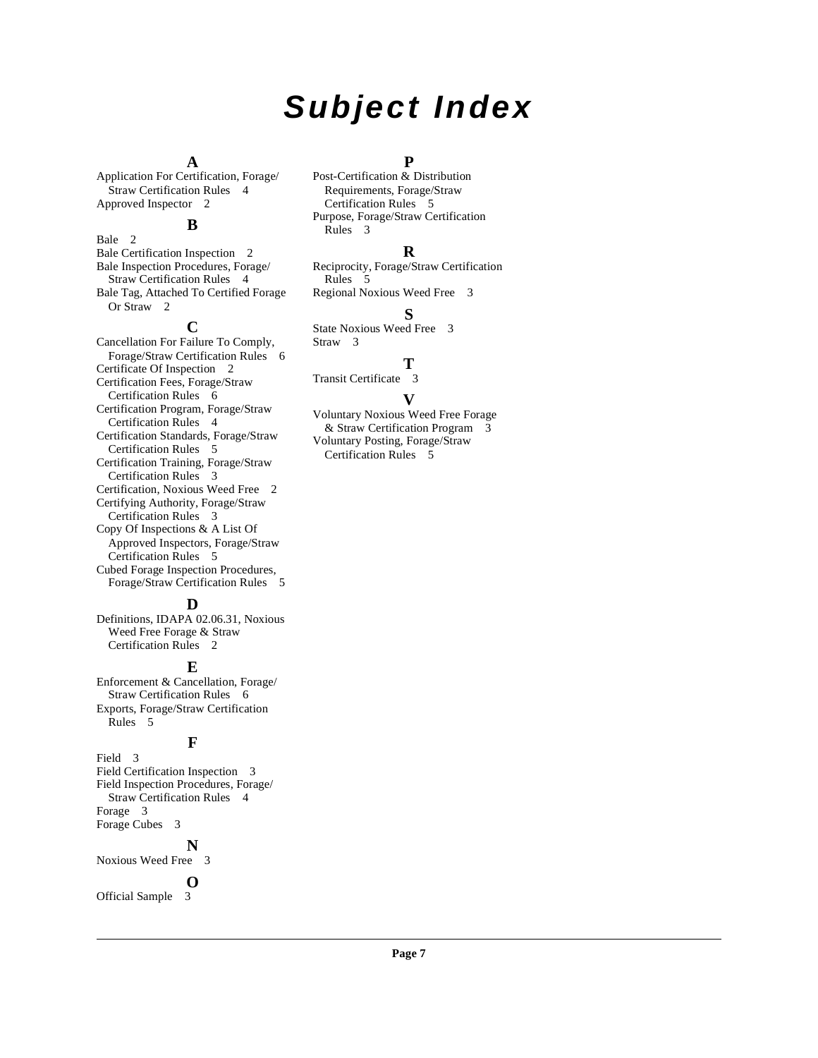# *Subject Index*

**A**

Application For Certification, Forage/Straw Certification Rules 4
Approved Inspector 2

**B**

Bale 2
Bale Certification Inspection 2
Bale Inspection Procedures, Forage/Straw Certification Rules 4
Bale Tag, Attached To Certified Forage Or Straw 2

**C**

Cancellation For Failure To Comply, Forage/Straw Certification Rules 6
Certificate Of Inspection 2
Certification Fees, Forage/Straw Certification Rules 6
Certification Program, Forage/Straw Certification Rules 4
Certification Standards, Forage/Straw Certification Rules 5
Certification Training, Forage/Straw Certification Rules 3
Certification, Noxious Weed Free 2
Certifying Authority, Forage/Straw Certification Rules 3
Copy Of Inspections & A List Of Approved Inspectors, Forage/Straw Certification Rules 5
Cubed Forage Inspection Procedures, Forage/Straw Certification Rules 5

**D**

Definitions, IDAPA 02.06.31, Noxious Weed Free Forage & Straw Certification Rules 2

**E**

Enforcement & Cancellation, Forage/Straw Certification Rules 6
Exports, Forage/Straw Certification Rules 5

**F**

Field 3
Field Certification Inspection 3
Field Inspection Procedures, Forage/Straw Certification Rules 4
Forage 3
Forage Cubes 3

**N**

Noxious Weed Free 3

**O**

Official Sample 3

**P**

Post-Certification & Distribution Requirements, Forage/Straw Certification Rules 5
Purpose, Forage/Straw Certification Rules 3

**R**

Reciprocity, Forage/Straw Certification Rules 5
Regional Noxious Weed Free 3

**S**

State Noxious Weed Free 3
Straw 3

**T**

Transit Certificate 3

**V**

Voluntary Noxious Weed Free Forage & Straw Certification Program 3
Voluntary Posting, Forage/Straw Certification Rules 5